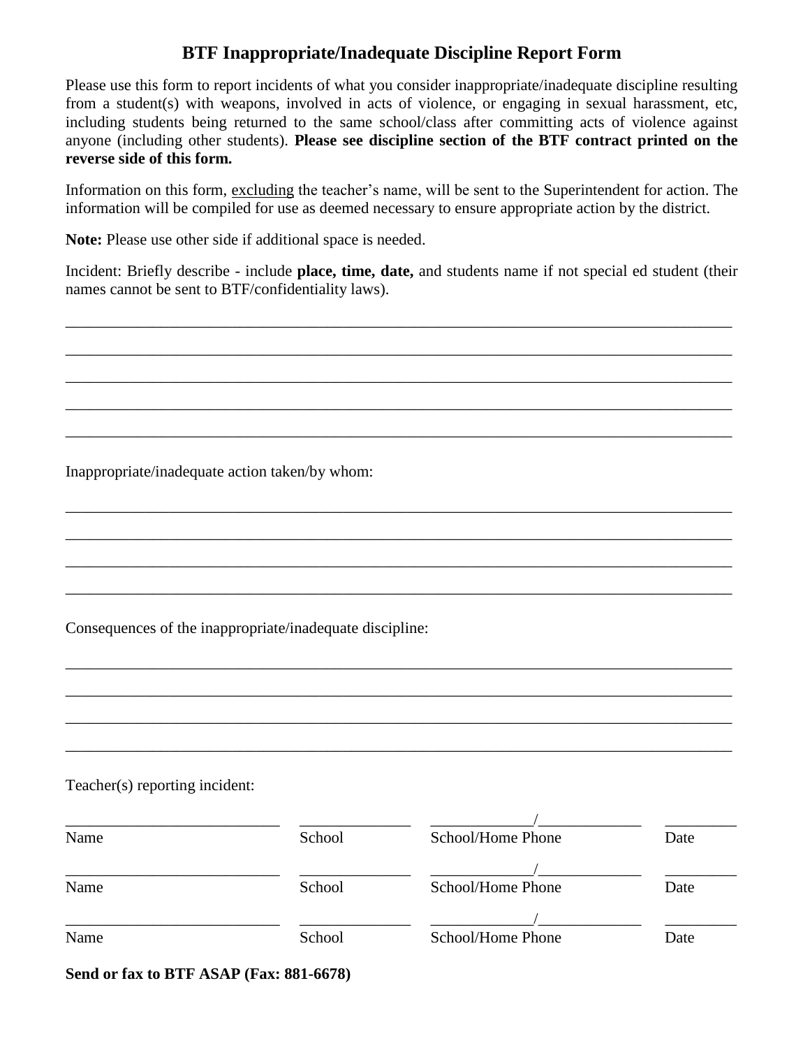# BTF Inappropriate/Inadequate Discipline Report Form

Please use this form to report incidents of what you consider inappropriate/inadequate discipline resulting from a student(s) with weapons, involved in acts of violence, or engaging in sexual harassment, etc, including students being returned to the same school/class after committing acts of violence against anyone (including other students). **Please see discipline section of the BTF contract printed on the reverse side of this form.**

Information on this form, excluding the teacher's name, will be sent to the Superintendent for action. The information will be compiled for use as deemed necessary to ensure appropriate action by the district.

**Note:** Please use other side if additional space is needed.

Incident: Briefly describe - include **place, time, date,** and students name if not special ed student (their names cannot be sent to BTF/confidentiality laws).

______________________________________________________________________________

______________________________________________________________________________

______________________________________________________________________________

______________________________________________________________________________

______________________________________________________________________________

Inappropriate/inadequate action taken/by whom:

______________________________________________________________________________

______________________________________________________________________________

______________________________________________________________________________

______________________________________________________________________________

Consequences of the inappropriate/inadequate discipline:

______________________________________________________________________________

______________________________________________________________________________

______________________________________________________________________________

______________________________________________________________________________

Teacher(s) reporting incident:

| Name | School | School/Home Phone | Date |
|---|---|---|---|
| ___________________________ | ______________ | _____________/_____________ | _________ |
| ___________________________ | ______________ | _____________/_____________ | _________ |
| ___________________________ | ______________ | _____________/_____________ | _________ |

**Send or fax to BTF ASAP (Fax: 881-6678)**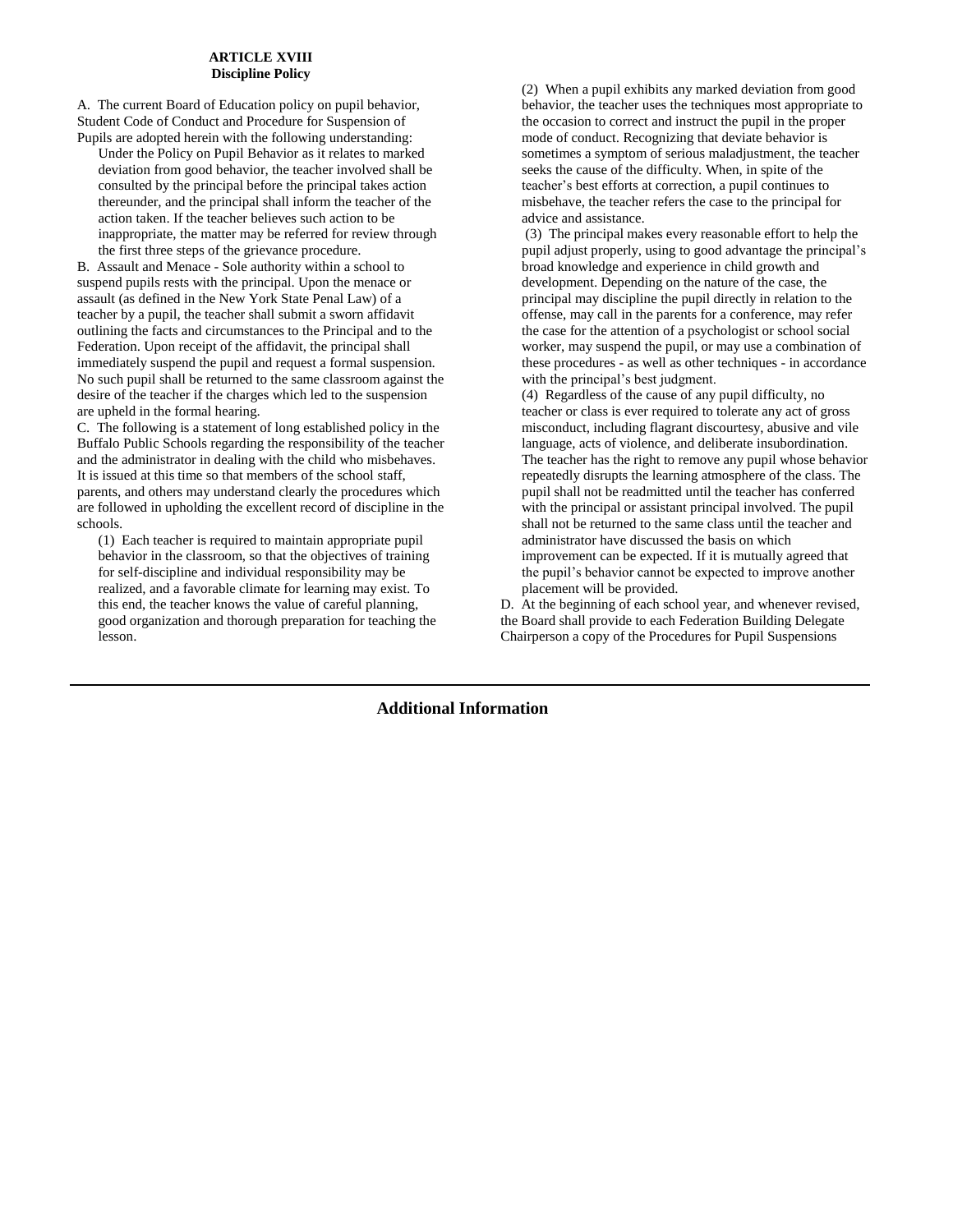**ARTICLE XVIII**
**Discipline Policy**

A. The current Board of Education policy on pupil behavior, Student Code of Conduct and Procedure for Suspension of Pupils are adopted herein with the following understanding:

Under the Policy on Pupil Behavior as it relates to marked deviation from good behavior, the teacher involved shall be consulted by the principal before the principal takes action thereunder, and the principal shall inform the teacher of the action taken. If the teacher believes such action to be inappropriate, the matter may be referred for review through the first three steps of the grievance procedure.

B. Assault and Menace - Sole authority within a school to suspend pupils rests with the principal. Upon the menace or assault (as defined in the New York State Penal Law) of a teacher by a pupil, the teacher shall submit a sworn affidavit outlining the facts and circumstances to the Principal and to the Federation. Upon receipt of the affidavit, the principal shall immediately suspend the pupil and request a formal suspension. No such pupil shall be returned to the same classroom against the desire of the teacher if the charges which led to the suspension are upheld in the formal hearing.

C. The following is a statement of long established policy in the Buffalo Public Schools regarding the responsibility of the teacher and the administrator in dealing with the child who misbehaves. It is issued at this time so that members of the school staff, parents, and others may understand clearly the procedures which are followed in upholding the excellent record of discipline in the schools.

(1) Each teacher is required to maintain appropriate pupil behavior in the classroom, so that the objectives of training for self-discipline and individual responsibility may be realized, and a favorable climate for learning may exist. To this end, the teacher knows the value of careful planning, good organization and thorough preparation for teaching the lesson.

(2) When a pupil exhibits any marked deviation from good behavior, the teacher uses the techniques most appropriate to the occasion to correct and instruct the pupil in the proper mode of conduct. Recognizing that deviate behavior is sometimes a symptom of serious maladjustment, the teacher seeks the cause of the difficulty. When, in spite of the teacher's best efforts at correction, a pupil continues to misbehave, the teacher refers the case to the principal for advice and assistance.

(3) The principal makes every reasonable effort to help the pupil adjust properly, using to good advantage the principal's broad knowledge and experience in child growth and development. Depending on the nature of the case, the principal may discipline the pupil directly in relation to the offense, may call in the parents for a conference, may refer the case for the attention of a psychologist or school social worker, may suspend the pupil, or may use a combination of these procedures - as well as other techniques - in accordance with the principal's best judgment.

(4) Regardless of the cause of any pupil difficulty, no teacher or class is ever required to tolerate any act of gross misconduct, including flagrant discourtesy, abusive and vile language, acts of violence, and deliberate insubordination. The teacher has the right to remove any pupil whose behavior repeatedly disrupts the learning atmosphere of the class. The pupil shall not be readmitted until the teacher has conferred with the principal or assistant principal involved. The pupil shall not be returned to the same class until the teacher and administrator have discussed the basis on which improvement can be expected. If it is mutually agreed that the pupil's behavior cannot be expected to improve another placement will be provided.

D. At the beginning of each school year, and whenever revised, the Board shall provide to each Federation Building Delegate Chairperson a copy of the Procedures for Pupil Suspensions

---

## Additional Information